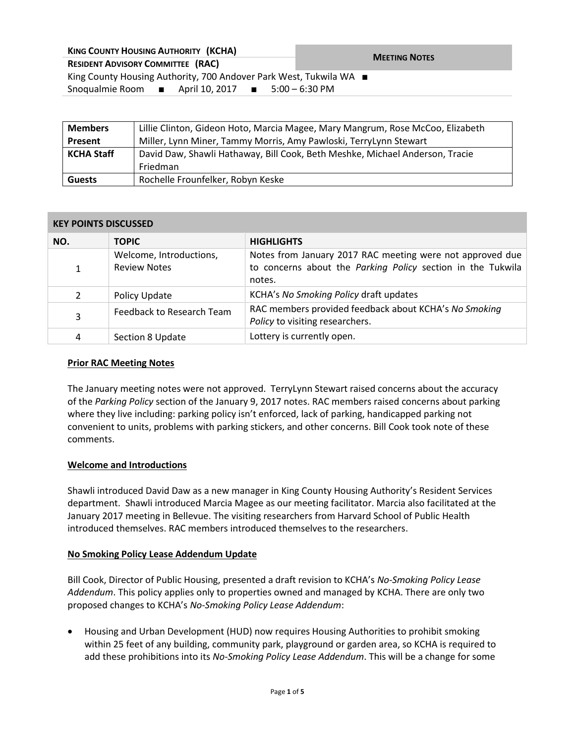**KING COUNTY HOUSING AUTHORITY (KCHA)**

**RESIDENT ADVISORY COMMITTEE (RAC)**

**MEETING NOTES**

King County Housing Authority, 700 Andover Park West, Tukwila WA ■
Snoqualmie Room ■ April 10, 2017 ■ 5:00 – 6:30 PM

| | |
|---|---|
| **Members Present** | Lillie Clinton, Gideon Hoto, Marcia Magee, Mary Mangrum, Rose McCoo, Elizabeth Miller, Lynn Miner, Tammy Morris, Amy Pawloski, TerryLynn Stewart |
| **KCHA Staff** | David Daw, Shawli Hathaway, Bill Cook, Beth Meshke, Michael Anderson, Tracie Friedman |
| **Guests** | Rochelle Frounfelker, Robyn Keske |

**KEY POINTS DISCUSSED**

| NO. | TOPIC | HIGHLIGHTS |
|---|---|---|
| 1 | Welcome, Introductions, Review Notes | Notes from January 2017 RAC meeting were not approved due to concerns about the *Parking Policy* section in the Tukwila notes. |
| 2 | Policy Update | KCHA's *No Smoking Policy* draft updates |
| 3 | Feedback to Research Team | RAC members provided feedback about KCHA's *No Smoking Policy* to visiting researchers. |
| 4 | Section 8 Update | Lottery is currently open. |

**Prior RAC Meeting Notes**

The January meeting notes were not approved. TerryLynn Stewart raised concerns about the accuracy of the *Parking Policy* section of the January 9, 2017 notes. RAC members raised concerns about parking where they live including: parking policy isn't enforced, lack of parking, handicapped parking not convenient to units, problems with parking stickers, and other concerns. Bill Cook took note of these comments.

**Welcome and Introductions**

Shawli introduced David Daw as a new manager in King County Housing Authority's Resident Services department. Shawli introduced Marcia Magee as our meeting facilitator. Marcia also facilitated at the January 2017 meeting in Bellevue. The visiting researchers from Harvard School of Public Health introduced themselves. RAC members introduced themselves to the researchers.

**No Smoking Policy Lease Addendum Update**

Bill Cook, Director of Public Housing, presented a draft revision to KCHA's *No-Smoking Policy Lease Addendum*. This policy applies only to properties owned and managed by KCHA. There are only two proposed changes to KCHA's *No-Smoking Policy Lease Addendum*:

- Housing and Urban Development (HUD) now requires Housing Authorities to prohibit smoking within 25 feet of any building, community park, playground or garden area, so KCHA is required to add these prohibitions into its *No-Smoking Policy Lease Addendum*. This will be a change for some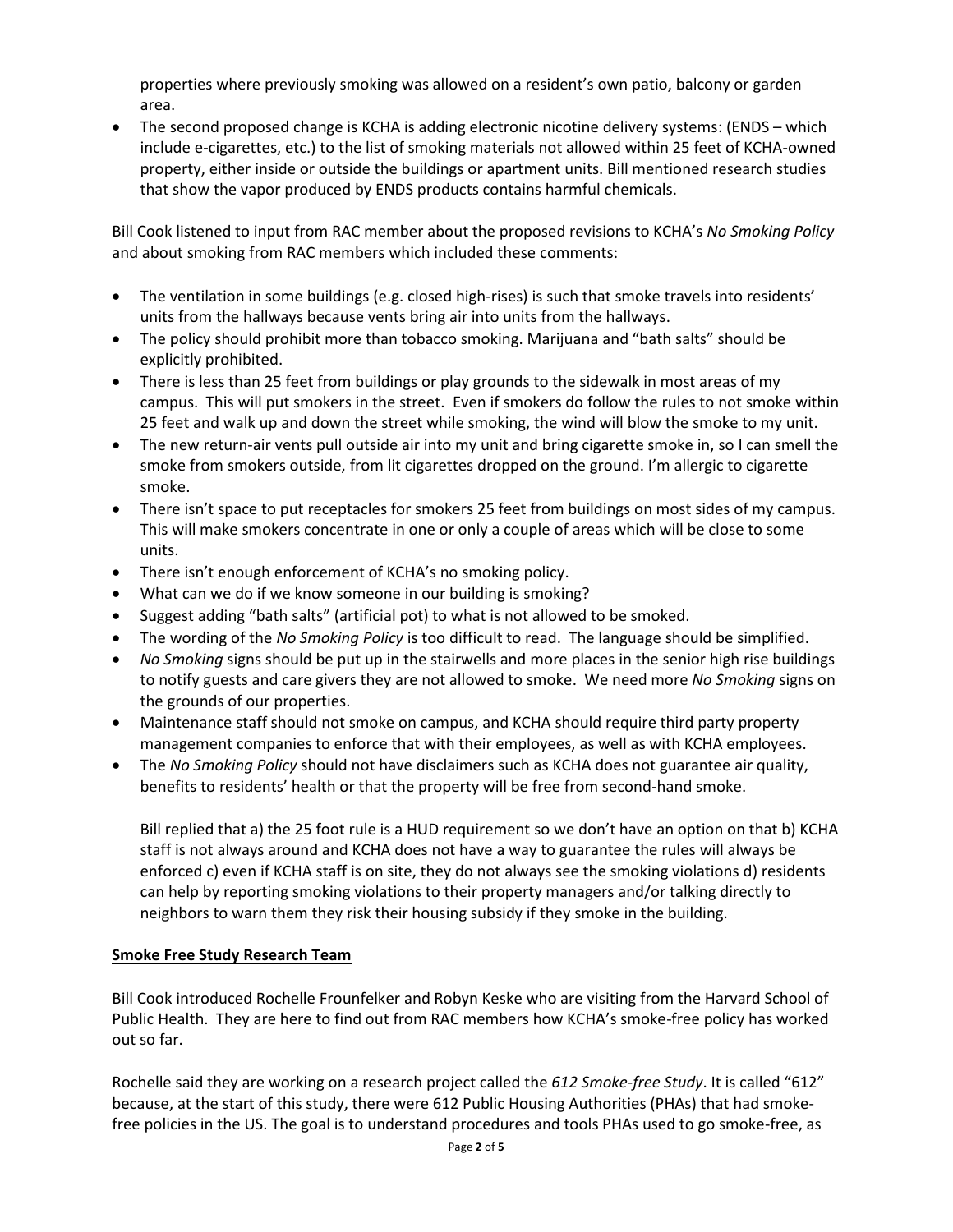properties where previously smoking was allowed on a resident's own patio, balcony or garden area.

- The second proposed change is KCHA is adding electronic nicotine delivery systems: (ENDS – which include e-cigarettes, etc.) to the list of smoking materials not allowed within 25 feet of KCHA-owned property, either inside or outside the buildings or apartment units. Bill mentioned research studies that show the vapor produced by ENDS products contains harmful chemicals.

Bill Cook listened to input from RAC member about the proposed revisions to KCHA's *No Smoking Policy* and about smoking from RAC members which included these comments:

- The ventilation in some buildings (e.g. closed high-rises) is such that smoke travels into residents' units from the hallways because vents bring air into units from the hallways.
- The policy should prohibit more than tobacco smoking. Marijuana and "bath salts" should be explicitly prohibited.
- There is less than 25 feet from buildings or play grounds to the sidewalk in most areas of my campus. This will put smokers in the street. Even if smokers do follow the rules to not smoke within 25 feet and walk up and down the street while smoking, the wind will blow the smoke to my unit.
- The new return-air vents pull outside air into my unit and bring cigarette smoke in, so I can smell the smoke from smokers outside, from lit cigarettes dropped on the ground. I'm allergic to cigarette smoke.
- There isn't space to put receptacles for smokers 25 feet from buildings on most sides of my campus. This will make smokers concentrate in one or only a couple of areas which will be close to some units.
- There isn't enough enforcement of KCHA's no smoking policy.
- What can we do if we know someone in our building is smoking?
- Suggest adding "bath salts" (artificial pot) to what is not allowed to be smoked.
- The wording of the *No Smoking Policy* is too difficult to read. The language should be simplified.
- *No Smoking* signs should be put up in the stairwells and more places in the senior high rise buildings to notify guests and care givers they are not allowed to smoke. We need more *No Smoking* signs on the grounds of our properties.
- Maintenance staff should not smoke on campus, and KCHA should require third party property management companies to enforce that with their employees, as well as with KCHA employees.
- The *No Smoking Policy* should not have disclaimers such as KCHA does not guarantee air quality, benefits to residents' health or that the property will be free from second-hand smoke.

  Bill replied that a) the 25 foot rule is a HUD requirement so we don't have an option on that b) KCHA staff is not always around and KCHA does not have a way to guarantee the rules will always be enforced c) even if KCHA staff is on site, they do not always see the smoking violations d) residents can help by reporting smoking violations to their property managers and/or talking directly to neighbors to warn them they risk their housing subsidy if they smoke in the building.

## Smoke Free Study Research Team

Bill Cook introduced Rochelle Frounfelker and Robyn Keske who are visiting from the Harvard School of Public Health. They are here to find out from RAC members how KCHA's smoke-free policy has worked out so far.

Rochelle said they are working on a research project called the *612 Smoke-free Study*. It is called "612" because, at the start of this study, there were 612 Public Housing Authorities (PHAs) that had smoke-free policies in the US. The goal is to understand procedures and tools PHAs used to go smoke-free, as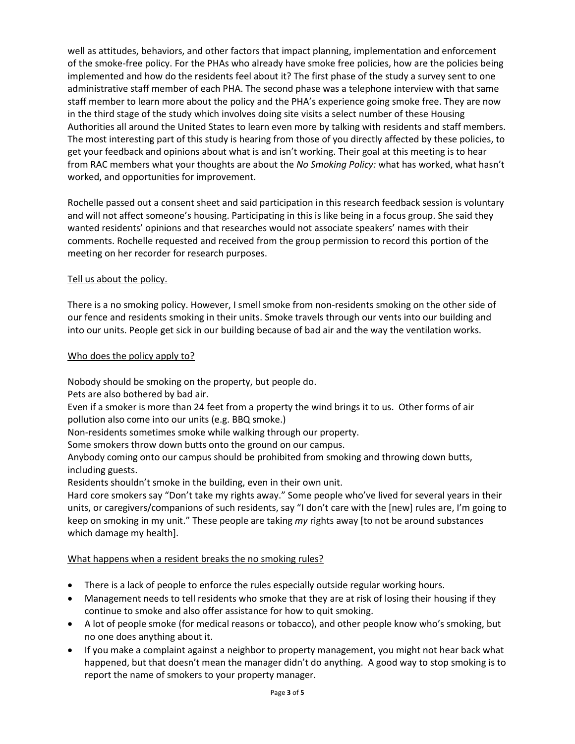well as attitudes, behaviors, and other factors that impact planning, implementation and enforcement of the smoke-free policy. For the PHAs who already have smoke free policies, how are the policies being implemented and how do the residents feel about it? The first phase of the study a survey sent to one administrative staff member of each PHA. The second phase was a telephone interview with that same staff member to learn more about the policy and the PHA's experience going smoke free. They are now in the third stage of the study which involves doing site visits a select number of these Housing Authorities all around the United States to learn even more by talking with residents and staff members. The most interesting part of this study is hearing from those of you directly affected by these policies, to get your feedback and opinions about what is and isn't working. Their goal at this meeting is to hear from RAC members what your thoughts are about the *No Smoking Policy:* what has worked, what hasn't worked, and opportunities for improvement.

Rochelle passed out a consent sheet and said participation in this research feedback session is voluntary and will not affect someone's housing. Participating in this is like being in a focus group. She said they wanted residents' opinions and that researches would not associate speakers' names with their comments. Rochelle requested and received from the group permission to record this portion of the meeting on her recorder for research purposes.

<u>Tell us about the policy.</u>

There is a no smoking policy. However, I smell smoke from non-residents smoking on the other side of our fence and residents smoking in their units. Smoke travels through our vents into our building and into our units. People get sick in our building because of bad air and the way the ventilation works.

<u>Who does the policy apply to?</u>

Nobody should be smoking on the property, but people do.
Pets are also bothered by bad air.
Even if a smoker is more than 24 feet from a property the wind brings it to us. Other forms of air pollution also come into our units (e.g. BBQ smoke.)
Non-residents sometimes smoke while walking through our property.
Some smokers throw down butts onto the ground on our campus.
Anybody coming onto our campus should be prohibited from smoking and throwing down butts, including guests.
Residents shouldn't smoke in the building, even in their own unit.
Hard core smokers say "Don't take my rights away." Some people who've lived for several years in their units, or caregivers/companions of such residents, say "I don't care with the [new] rules are, I'm going to keep on smoking in my unit." These people are taking *my* rights away [to not be around substances which damage my health].

<u>What happens when a resident breaks the no smoking rules?</u>

- There is a lack of people to enforce the rules especially outside regular working hours.
- Management needs to tell residents who smoke that they are at risk of losing their housing if they continue to smoke and also offer assistance for how to quit smoking.
- A lot of people smoke (for medical reasons or tobacco), and other people know who's smoking, but no one does anything about it.
- If you make a complaint against a neighbor to property management, you might not hear back what happened, but that doesn't mean the manager didn't do anything. A good way to stop smoking is to report the name of smokers to your property manager.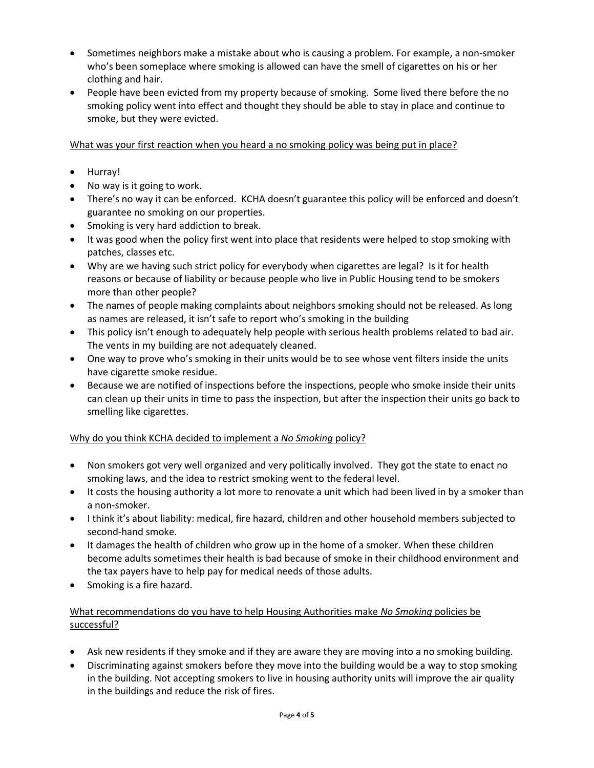- Sometimes neighbors make a mistake about who is causing a problem. For example, a non-smoker who's been someplace where smoking is allowed can have the smell of cigarettes on his or her clothing and hair.
- People have been evicted from my property because of smoking. Some lived there before the no smoking policy went into effect and thought they should be able to stay in place and continue to smoke, but they were evicted.

<u>What was your first reaction when you heard a no smoking policy was being put in place?</u>

- Hurray!
- No way is it going to work.
- There's no way it can be enforced. KCHA doesn't guarantee this policy will be enforced and doesn't guarantee no smoking on our properties.
- Smoking is very hard addiction to break.
- It was good when the policy first went into place that residents were helped to stop smoking with patches, classes etc.
- Why are we having such strict policy for everybody when cigarettes are legal? Is it for health reasons or because of liability or because people who live in Public Housing tend to be smokers more than other people?
- The names of people making complaints about neighbors smoking should not be released. As long as names are released, it isn't safe to report who's smoking in the building
- This policy isn't enough to adequately help people with serious health problems related to bad air. The vents in my building are not adequately cleaned.
- One way to prove who's smoking in their units would be to see whose vent filters inside the units have cigarette smoke residue.
- Because we are notified of inspections before the inspections, people who smoke inside their units can clean up their units in time to pass the inspection, but after the inspection their units go back to smelling like cigarettes.

<u>Why do you think KCHA decided to implement a *No Smoking* policy?</u>

- Non smokers got very well organized and very politically involved. They got the state to enact no smoking laws, and the idea to restrict smoking went to the federal level.
- It costs the housing authority a lot more to renovate a unit which had been lived in by a smoker than a non-smoker.
- I think it's about liability: medical, fire hazard, children and other household members subjected to second-hand smoke.
- It damages the health of children who grow up in the home of a smoker. When these children become adults sometimes their health is bad because of smoke in their childhood environment and the tax payers have to help pay for medical needs of those adults.
- Smoking is a fire hazard.

<u>What recommendations do you have to help Housing Authorities make *No Smoking* policies be successful?</u>

- Ask new residents if they smoke and if they are aware they are moving into a no smoking building.
- Discriminating against smokers before they move into the building would be a way to stop smoking in the building. Not accepting smokers to live in housing authority units will improve the air quality in the buildings and reduce the risk of fires.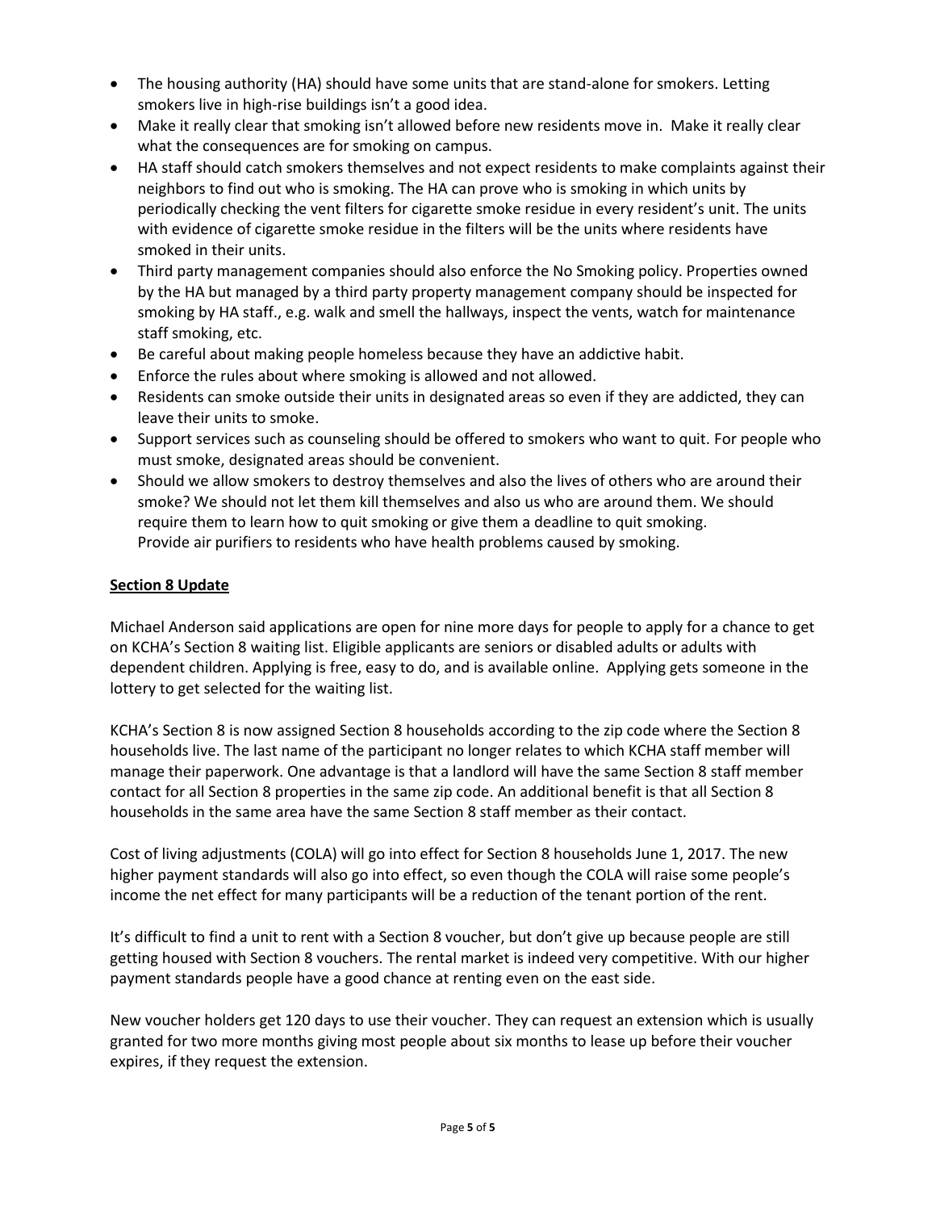- The housing authority (HA) should have some units that are stand-alone for smokers. Letting smokers live in high-rise buildings isn't a good idea.
- Make it really clear that smoking isn't allowed before new residents move in. Make it really clear what the consequences are for smoking on campus.
- HA staff should catch smokers themselves and not expect residents to make complaints against their neighbors to find out who is smoking. The HA can prove who is smoking in which units by periodically checking the vent filters for cigarette smoke residue in every resident's unit. The units with evidence of cigarette smoke residue in the filters will be the units where residents have smoked in their units.
- Third party management companies should also enforce the No Smoking policy. Properties owned by the HA but managed by a third party property management company should be inspected for smoking by HA staff., e.g. walk and smell the hallways, inspect the vents, watch for maintenance staff smoking, etc.
- Be careful about making people homeless because they have an addictive habit.
- Enforce the rules about where smoking is allowed and not allowed.
- Residents can smoke outside their units in designated areas so even if they are addicted, they can leave their units to smoke.
- Support services such as counseling should be offered to smokers who want to quit. For people who must smoke, designated areas should be convenient.
- Should we allow smokers to destroy themselves and also the lives of others who are around their smoke? We should not let them kill themselves and also us who are around them. We should require them to learn how to quit smoking or give them a deadline to quit smoking.
  Provide air purifiers to residents who have health problems caused by smoking.

## Section 8 Update

Michael Anderson said applications are open for nine more days for people to apply for a chance to get on KCHA's Section 8 waiting list. Eligible applicants are seniors or disabled adults or adults with dependent children. Applying is free, easy to do, and is available online. Applying gets someone in the lottery to get selected for the waiting list.

KCHA's Section 8 is now assigned Section 8 households according to the zip code where the Section 8 households live. The last name of the participant no longer relates to which KCHA staff member will manage their paperwork. One advantage is that a landlord will have the same Section 8 staff member contact for all Section 8 properties in the same zip code. An additional benefit is that all Section 8 households in the same area have the same Section 8 staff member as their contact.

Cost of living adjustments (COLA) will go into effect for Section 8 households June 1, 2017. The new higher payment standards will also go into effect, so even though the COLA will raise some people's income the net effect for many participants will be a reduction of the tenant portion of the rent.

It's difficult to find a unit to rent with a Section 8 voucher, but don't give up because people are still getting housed with Section 8 vouchers. The rental market is indeed very competitive. With our higher payment standards people have a good chance at renting even on the east side.

New voucher holders get 120 days to use their voucher. They can request an extension which is usually granted for two more months giving most people about six months to lease up before their voucher expires, if they request the extension.